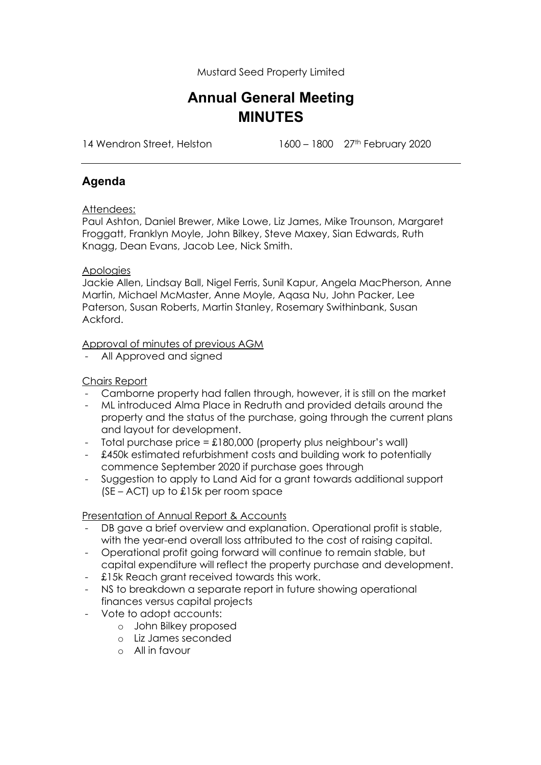Mustard Seed Property Limited

# Annual General Meeting
# MINUTES

14 Wendron Street, Helston 1600 – 1800 27th February 2020

---

## Agenda

Attendees:

Paul Ashton, Daniel Brewer, Mike Lowe, Liz James, Mike Trounson, Margaret Froggatt, Franklyn Moyle, John Bilkey, Steve Maxey, Sian Edwards, Ruth Knagg, Dean Evans, Jacob Lee, Nick Smith.

Apologies

Jackie Allen, Lindsay Ball, Nigel Ferris, Sunil Kapur, Angela MacPherson, Anne Martin, Michael McMaster, Anne Moyle, Aqasa Nu, John Packer, Lee Paterson, Susan Roberts, Martin Stanley, Rosemary Swithinbank, Susan Ackford.

Approval of minutes of previous AGM

- All Approved and signed

Chairs Report

- Camborne property had fallen through, however, it is still on the market
- ML introduced Alma Place in Redruth and provided details around the property and the status of the purchase, going through the current plans and layout for development.
- Total purchase price = £180,000 (property plus neighbour's wall)
- £450k estimated refurbishment costs and building work to potentially commence September 2020 if purchase goes through
- Suggestion to apply to Land Aid for a grant towards additional support (SE – ACT) up to £15k per room space

Presentation of Annual Report & Accounts

- DB gave a brief overview and explanation. Operational profit is stable, with the year-end overall loss attributed to the cost of raising capital.
- Operational profit going forward will continue to remain stable, but capital expenditure will reflect the property purchase and development.
- £15k Reach grant received towards this work.
- NS to breakdown a separate report in future showing operational finances versus capital projects
- Vote to adopt accounts:
  - John Bilkey proposed
  - Liz James seconded
  - All in favour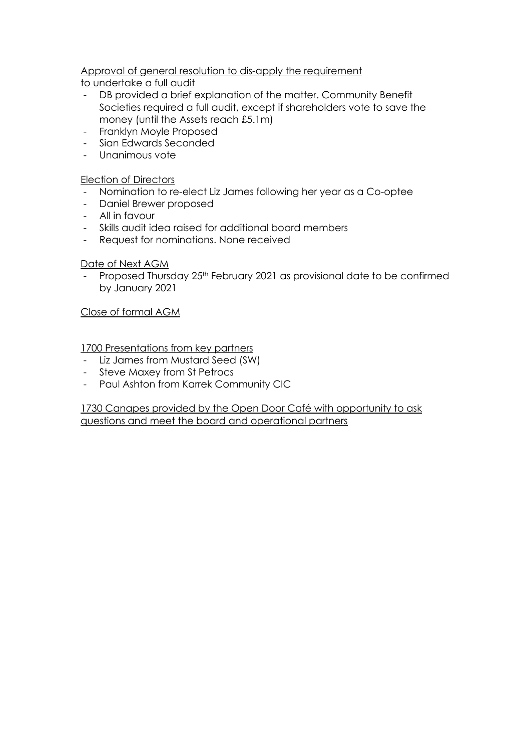Approval of general resolution to dis-apply the requirement to undertake a full audit

- DB provided a brief explanation of the matter. Community Benefit Societies required a full audit, except if shareholders vote to save the money (until the Assets reach £5.1m)
- Franklyn Moyle Proposed
- Sian Edwards Seconded
- Unanimous vote

Election of Directors

- Nomination to re-elect Liz James following her year as a Co-optee
- Daniel Brewer proposed
- All in favour
- Skills audit idea raised for additional board members
- Request for nominations. None received

Date of Next AGM

- Proposed Thursday 25th February 2021 as provisional date to be confirmed by January 2021

Close of formal AGM

1700 Presentations from key partners

- Liz James from Mustard Seed (SW)
- Steve Maxey from St Petrocs
- Paul Ashton from Karrek Community CIC

1730 Canapes provided by the Open Door Café with opportunity to ask questions and meet the board and operational partners